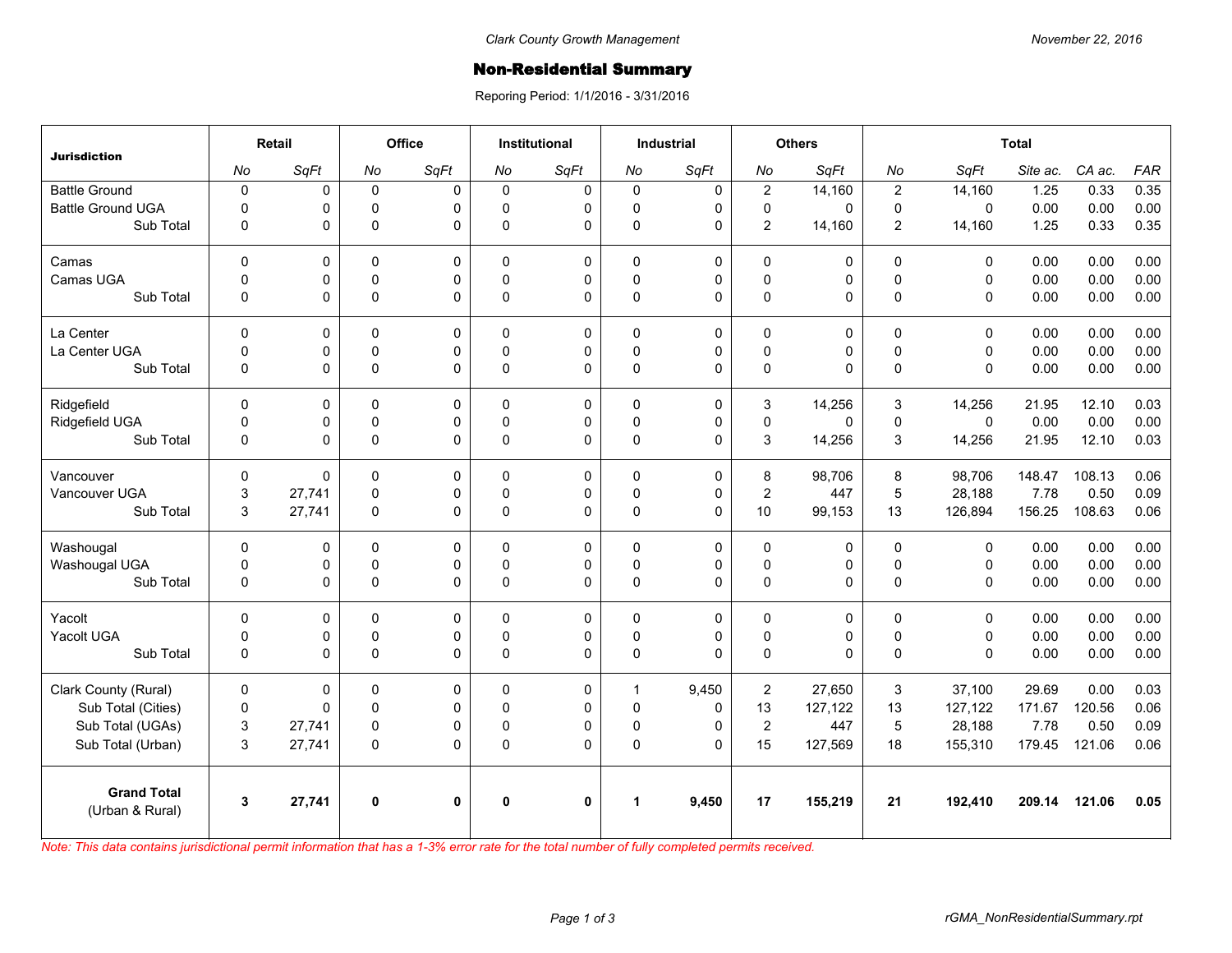Clark County Growth Management

November 22, 2016

# Non-Residential Summary

Reporing Period: 1/1/2016 - 3/31/2016

| Jurisdiction | Retail | | Office | | Institutional | | Industrial | | Others | | Total | | | | |
|---|---|---|---|---|---|---|---|---|---|---|---|---|---|---|---|
| | *No* | *SqFt* | *No* | *SqFt* | *No* | *SqFt* | *No* | *SqFt* | *No* | *SqFt* | *No* | *SqFt* | *Site ac.* | *CA ac.* | *FAR* |
| Battle Ground | 0 | 0 | 0 | 0 | 0 | 0 | 0 | 0 | 2 | 14,160 | 2 | 14,160 | 1.25 | 0.33 | 0.35 |
| Battle Ground UGA | 0 | 0 | 0 | 0 | 0 | 0 | 0 | 0 | 0 | 0 | 0 | 0 | 0.00 | 0.00 | 0.00 |
| Sub Total | 0 | 0 | 0 | 0 | 0 | 0 | 0 | 0 | 2 | 14,160 | 2 | 14,160 | 1.25 | 0.33 | 0.35 |
| Camas | 0 | 0 | 0 | 0 | 0 | 0 | 0 | 0 | 0 | 0 | 0 | 0 | 0.00 | 0.00 | 0.00 |
| Camas UGA | 0 | 0 | 0 | 0 | 0 | 0 | 0 | 0 | 0 | 0 | 0 | 0 | 0.00 | 0.00 | 0.00 |
| Sub Total | 0 | 0 | 0 | 0 | 0 | 0 | 0 | 0 | 0 | 0 | 0 | 0 | 0.00 | 0.00 | 0.00 |
| La Center | 0 | 0 | 0 | 0 | 0 | 0 | 0 | 0 | 0 | 0 | 0 | 0 | 0.00 | 0.00 | 0.00 |
| La Center UGA | 0 | 0 | 0 | 0 | 0 | 0 | 0 | 0 | 0 | 0 | 0 | 0 | 0.00 | 0.00 | 0.00 |
| Sub Total | 0 | 0 | 0 | 0 | 0 | 0 | 0 | 0 | 0 | 0 | 0 | 0 | 0.00 | 0.00 | 0.00 |
| Ridgefield | 0 | 0 | 0 | 0 | 0 | 0 | 0 | 0 | 3 | 14,256 | 3 | 14,256 | 21.95 | 12.10 | 0.03 |
| Ridgefield UGA | 0 | 0 | 0 | 0 | 0 | 0 | 0 | 0 | 0 | 0 | 0 | 0 | 0.00 | 0.00 | 0.00 |
| Sub Total | 0 | 0 | 0 | 0 | 0 | 0 | 0 | 0 | 3 | 14,256 | 3 | 14,256 | 21.95 | 12.10 | 0.03 |
| Vancouver | 0 | 0 | 0 | 0 | 0 | 0 | 0 | 0 | 8 | 98,706 | 8 | 98,706 | 148.47 | 108.13 | 0.06 |
| Vancouver UGA | 3 | 27,741 | 0 | 0 | 0 | 0 | 0 | 0 | 2 | 447 | 5 | 28,188 | 7.78 | 0.50 | 0.09 |
| Sub Total | 3 | 27,741 | 0 | 0 | 0 | 0 | 0 | 0 | 10 | 99,153 | 13 | 126,894 | 156.25 | 108.63 | 0.06 |
| Washougal | 0 | 0 | 0 | 0 | 0 | 0 | 0 | 0 | 0 | 0 | 0 | 0 | 0.00 | 0.00 | 0.00 |
| Washougal UGA | 0 | 0 | 0 | 0 | 0 | 0 | 0 | 0 | 0 | 0 | 0 | 0 | 0.00 | 0.00 | 0.00 |
| Sub Total | 0 | 0 | 0 | 0 | 0 | 0 | 0 | 0 | 0 | 0 | 0 | 0 | 0.00 | 0.00 | 0.00 |
| Yacolt | 0 | 0 | 0 | 0 | 0 | 0 | 0 | 0 | 0 | 0 | 0 | 0 | 0.00 | 0.00 | 0.00 |
| Yacolt UGA | 0 | 0 | 0 | 0 | 0 | 0 | 0 | 0 | 0 | 0 | 0 | 0 | 0.00 | 0.00 | 0.00 |
| Sub Total | 0 | 0 | 0 | 0 | 0 | 0 | 0 | 0 | 0 | 0 | 0 | 0 | 0.00 | 0.00 | 0.00 |
| Clark County (Rural) | 0 | 0 | 0 | 0 | 0 | 0 | 1 | 9,450 | 2 | 27,650 | 3 | 37,100 | 29.69 | 0.00 | 0.03 |
| Sub Total (Cities) | 0 | 0 | 0 | 0 | 0 | 0 | 0 | 0 | 13 | 127,122 | 13 | 127,122 | 171.67 | 120.56 | 0.06 |
| Sub Total (UGAs) | 3 | 27,741 | 0 | 0 | 0 | 0 | 0 | 0 | 2 | 447 | 5 | 28,188 | 7.78 | 0.50 | 0.09 |
| Sub Total (Urban) | 3 | 27,741 | 0 | 0 | 0 | 0 | 0 | 0 | 15 | 127,569 | 18 | 155,310 | 179.45 | 121.06 | 0.06 |
| **Grand Total** (Urban & Rural) | **3** | **27,741** | **0** | **0** | **0** | **0** | **1** | **9,450** | **17** | **155,219** | **21** | **192,410** | **209.14** | **121.06** | **0.05** |

*Note: This data contains jurisdictional permit information that has a 1-3% error rate for the total number of fully completed permits received.*

rGMA_NonResidentialSummary.rpt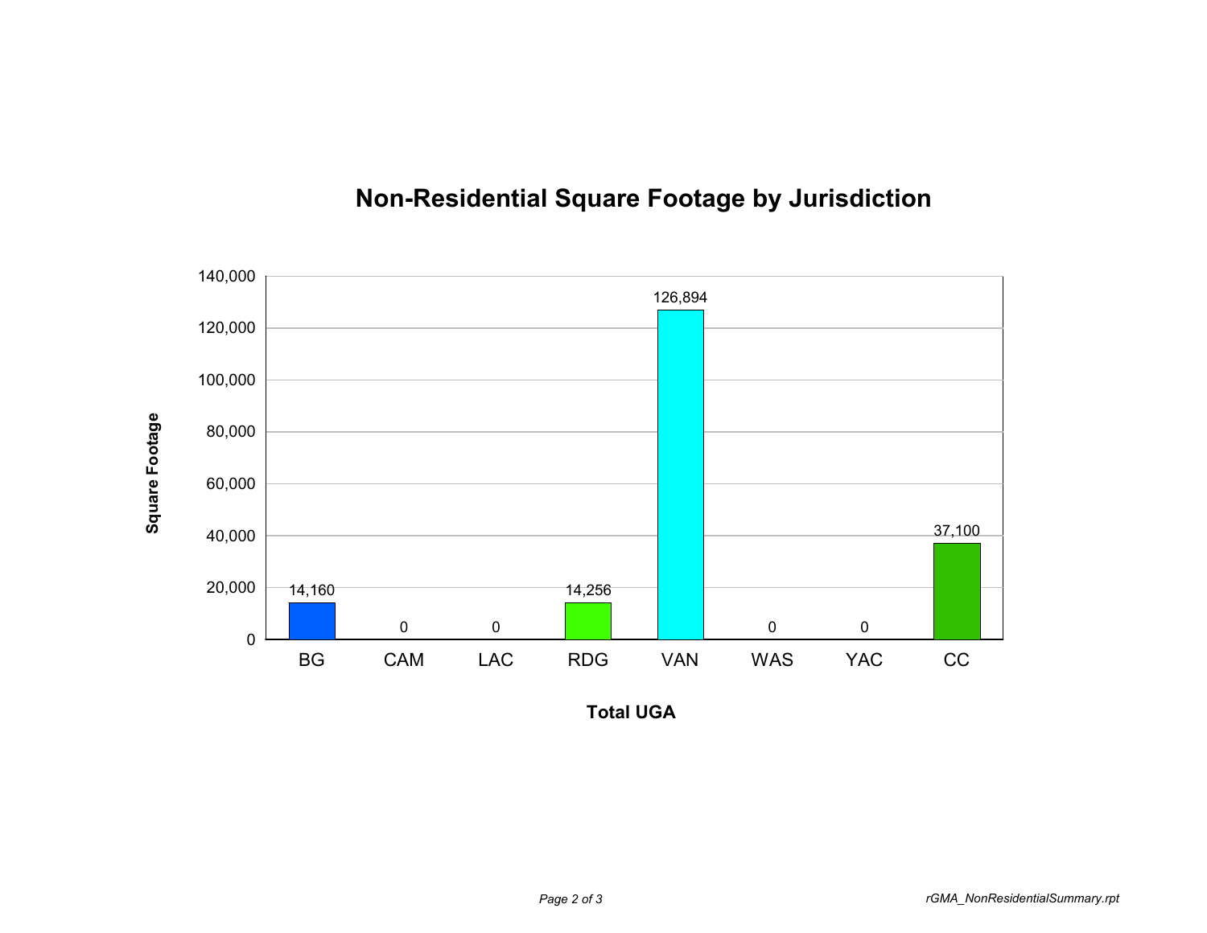## Non-Residential Square Footage by Jurisdiction

| Total UGA | Square Footage |
|---|---|
| BG | 14,160 |
| CAM | 0 |
| LAC | 0 |
| RDG | 14,256 |
| VAN | 126,894 |
| WAS | 0 |
| YAC | 0 |
| CC | 37,100 |

*rGMA_NonResidentialSummary.rpt*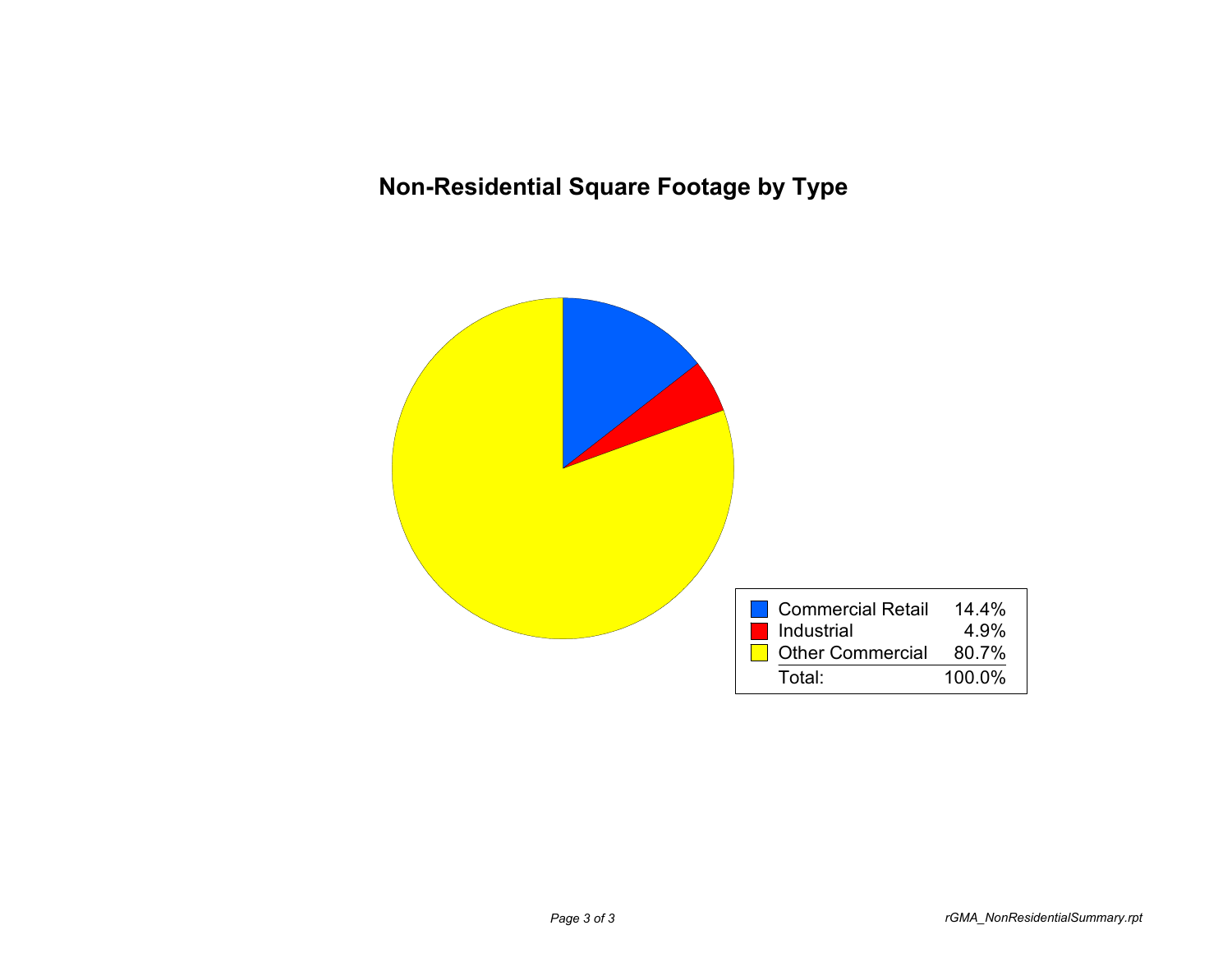## Non-Residential Square Footage by Type

Commercial Retail 14.4%
Industrial 4.9%
Other Commercial 80.7%
Total: 100.0%

rGMA_NonResidentialSummary.rpt